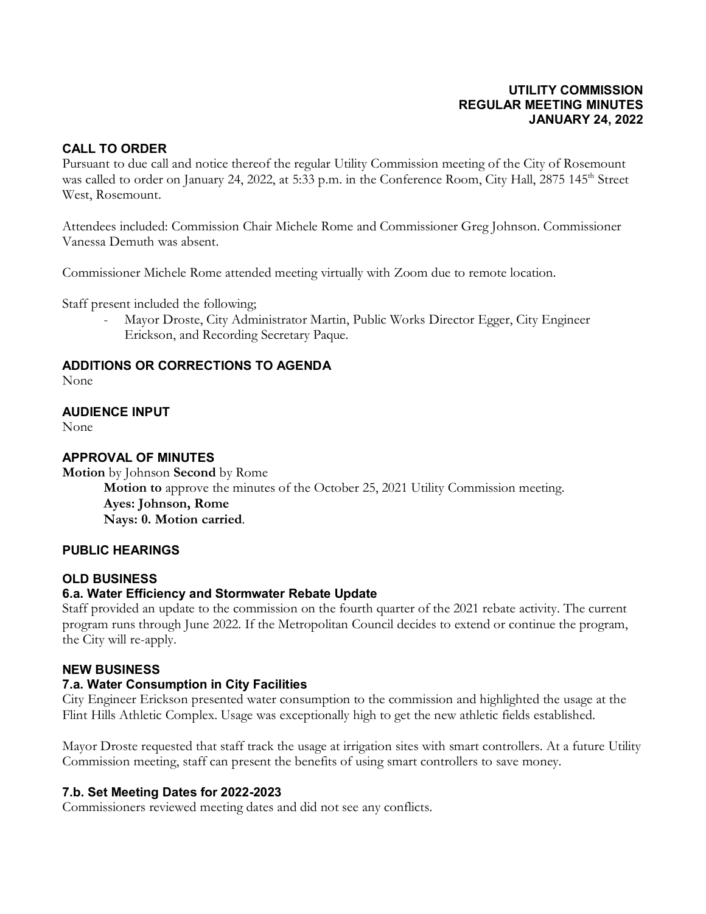**UTILITY COMMISSION**
**REGULAR MEETING MINUTES**
**JANUARY 24, 2022**

## CALL TO ORDER

Pursuant to due call and notice thereof the regular Utility Commission meeting of the City of Rosemount was called to order on January 24, 2022, at 5:33 p.m. in the Conference Room, City Hall, 2875 145th Street West, Rosemount.

Attendees included: Commission Chair Michele Rome and Commissioner Greg Johnson. Commissioner Vanessa Demuth was absent.

Commissioner Michele Rome attended meeting virtually with Zoom due to remote location.

Staff present included the following;

- Mayor Droste, City Administrator Martin, Public Works Director Egger, City Engineer Erickson, and Recording Secretary Paque.

## ADDITIONS OR CORRECTIONS TO AGENDA

None

## AUDIENCE INPUT

None

## APPROVAL OF MINUTES

**Motion** by Johnson **Second** by Rome

> **Motion to** approve the minutes of the October 25, 2021 Utility Commission meeting.
> **Ayes: Johnson, Rome**
> **Nays: 0. Motion carried**.

## PUBLIC HEARINGS

## OLD BUSINESS

### 6.a. Water Efficiency and Stormwater Rebate Update

Staff provided an update to the commission on the fourth quarter of the 2021 rebate activity. The current program runs through June 2022. If the Metropolitan Council decides to extend or continue the program, the City will re-apply.

## NEW BUSINESS

### 7.a. Water Consumption in City Facilities

City Engineer Erickson presented water consumption to the commission and highlighted the usage at the Flint Hills Athletic Complex. Usage was exceptionally high to get the new athletic fields established.

Mayor Droste requested that staff track the usage at irrigation sites with smart controllers. At a future Utility Commission meeting, staff can present the benefits of using smart controllers to save money.

### 7.b. Set Meeting Dates for 2022-2023

Commissioners reviewed meeting dates and did not see any conflicts.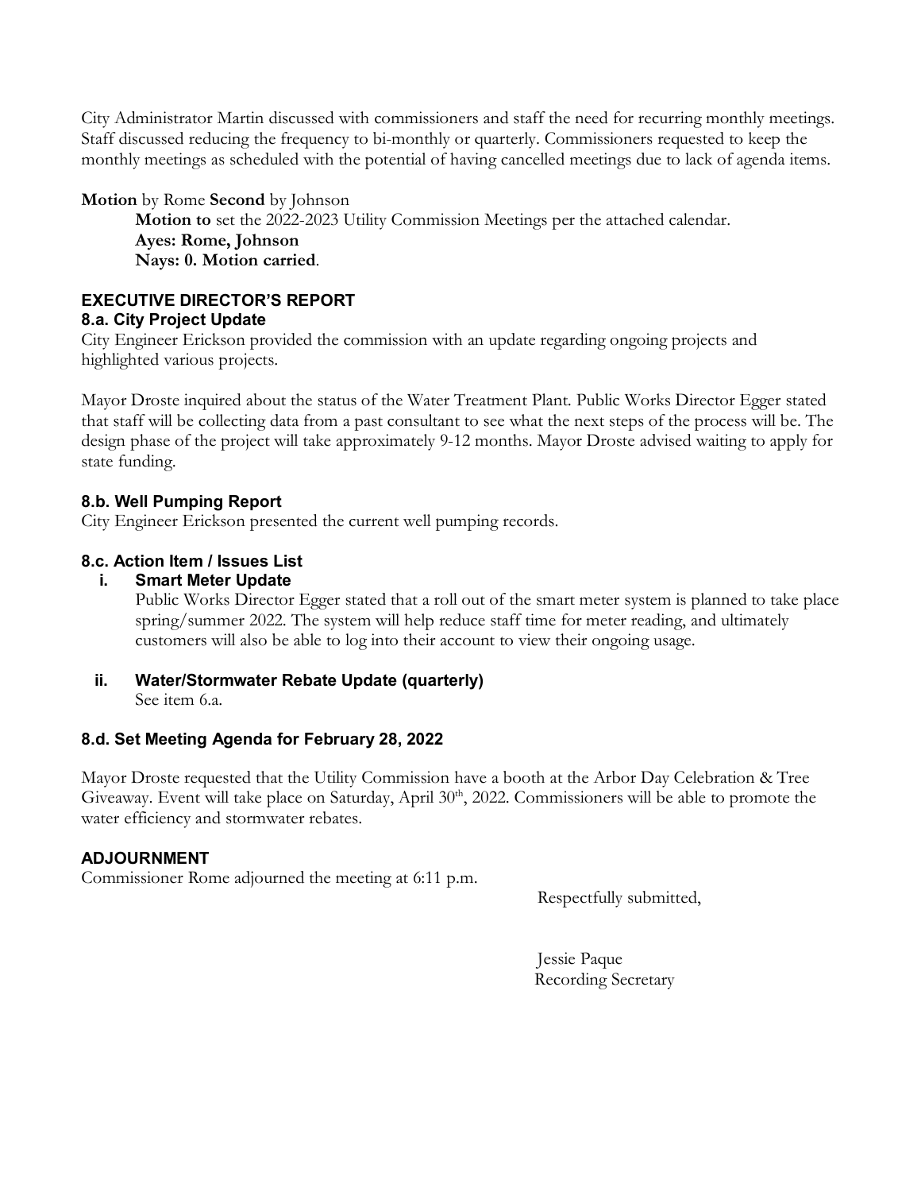City Administrator Martin discussed with commissioners and staff the need for recurring monthly meetings. Staff discussed reducing the frequency to bi-monthly or quarterly. Commissioners requested to keep the monthly meetings as scheduled with the potential of having cancelled meetings due to lack of agenda items.

**Motion** by Rome **Second** by Johnson

> **Motion to** set the 2022-2023 Utility Commission Meetings per the attached calendar.
> **Ayes: Rome, Johnson**
> **Nays: 0. Motion carried**.

## EXECUTIVE DIRECTOR'S REPORT

### 8.a. City Project Update

City Engineer Erickson provided the commission with an update regarding ongoing projects and highlighted various projects.

Mayor Droste inquired about the status of the Water Treatment Plant. Public Works Director Egger stated that staff will be collecting data from a past consultant to see what the next steps of the process will be. The design phase of the project will take approximately 9-12 months. Mayor Droste advised waiting to apply for state funding.

### 8.b. Well Pumping Report

City Engineer Erickson presented the current well pumping records.

### 8.c. Action Item / Issues List

**i. Smart Meter Update**

Public Works Director Egger stated that a roll out of the smart meter system is planned to take place spring/summer 2022. The system will help reduce staff time for meter reading, and ultimately customers will also be able to log into their account to view their ongoing usage.

**ii. Water/Stormwater Rebate Update (quarterly)**

See item 6.a.

### 8.d. Set Meeting Agenda for February 28, 2022

Mayor Droste requested that the Utility Commission have a booth at the Arbor Day Celebration & Tree Giveaway. Event will take place on Saturday, April 30th, 2022. Commissioners will be able to promote the water efficiency and stormwater rebates.

## ADJOURNMENT

Commissioner Rome adjourned the meeting at 6:11 p.m.

Respectfully submitted,

Jessie Paque
Recording Secretary